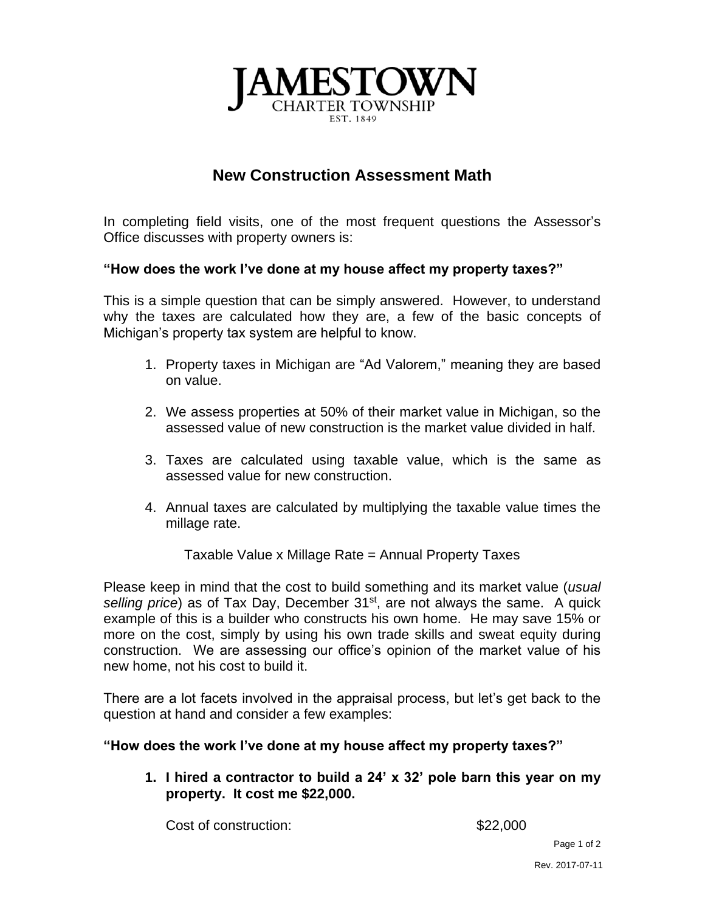JAMESTOWN
CHARTER TOWNSHIP
EST. 1849

# New Construction Assessment Math

In completing field visits, one of the most frequent questions the Assessor's Office discusses with property owners is:

**"How does the work I've done at my house affect my property taxes?"**

This is a simple question that can be simply answered. However, to understand why the taxes are calculated how they are, a few of the basic concepts of Michigan's property tax system are helpful to know.

1. Property taxes in Michigan are "Ad Valorem," meaning they are based on value.
2. We assess properties at 50% of their market value in Michigan, so the assessed value of new construction is the market value divided in half.
3. Taxes are calculated using taxable value, which is the same as assessed value for new construction.
4. Annual taxes are calculated by multiplying the taxable value times the millage rate.

   Taxable Value x Millage Rate = Annual Property Taxes

Please keep in mind that the cost to build something and its market value (*usual selling price*) as of Tax Day, December 31st, are not always the same. A quick example of this is a builder who constructs his own home. He may save 15% or more on the cost, simply by using his own trade skills and sweat equity during construction. We are assessing our office's opinion of the market value of his new home, not his cost to build it.

There are a lot facets involved in the appraisal process, but let's get back to the question at hand and consider a few examples:

**"How does the work I've done at my house affect my property taxes?"**

1. **I hired a contractor to build a 24' x 32' pole barn this year on my property. It cost me $22,000.**

   Cost of construction: $22,000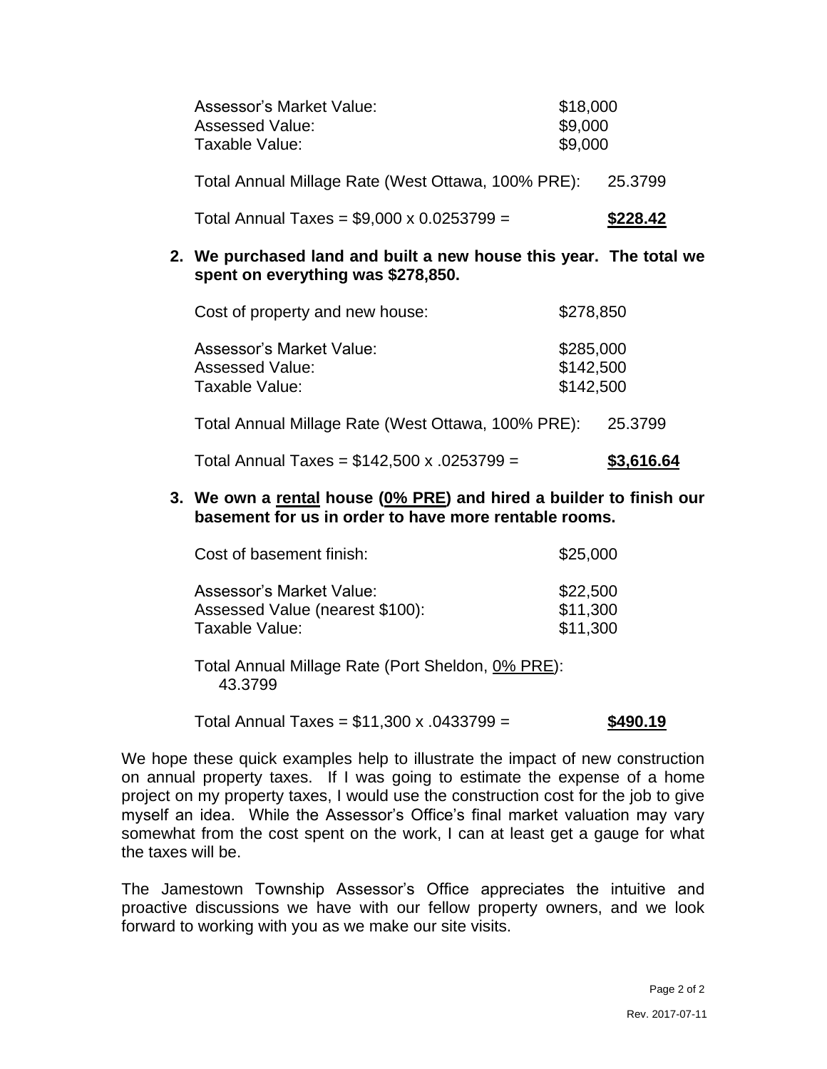Assessor's Market Value: $18,000
Assessed Value: $9,000
Taxable Value: $9,000

Total Annual Millage Rate (West Ottawa, 100% PRE): 25.3799

Total Annual Taxes = $9,000 x 0.0253799 = **$228.42**

2. **We purchased land and built a new house this year. The total we spent on everything was $278,850.**

Cost of property and new house: $278,850

Assessor's Market Value: $285,000
Assessed Value: $142,500
Taxable Value: $142,500

Total Annual Millage Rate (West Ottawa, 100% PRE): 25.3799

Total Annual Taxes = $142,500 x .0253799 = **$3,616.64**

3. **We own a rental house (0% PRE) and hired a builder to finish our basement for us in order to have more rentable rooms.**

Cost of basement finish: $25,000

Assessor's Market Value: $22,500
Assessed Value (nearest $100): $11,300
Taxable Value: $11,300

Total Annual Millage Rate (Port Sheldon, 0% PRE): 43.3799

Total Annual Taxes = $11,300 x .0433799 = **$490.19**

We hope these quick examples help to illustrate the impact of new construction on annual property taxes. If I was going to estimate the expense of a home project on my property taxes, I would use the construction cost for the job to give myself an idea. While the Assessor's Office's final market valuation may vary somewhat from the cost spent on the work, I can at least get a gauge for what the taxes will be.

The Jamestown Township Assessor's Office appreciates the intuitive and proactive discussions we have with our fellow property owners, and we look forward to working with you as we make our site visits.

Rev. 2017-07-11